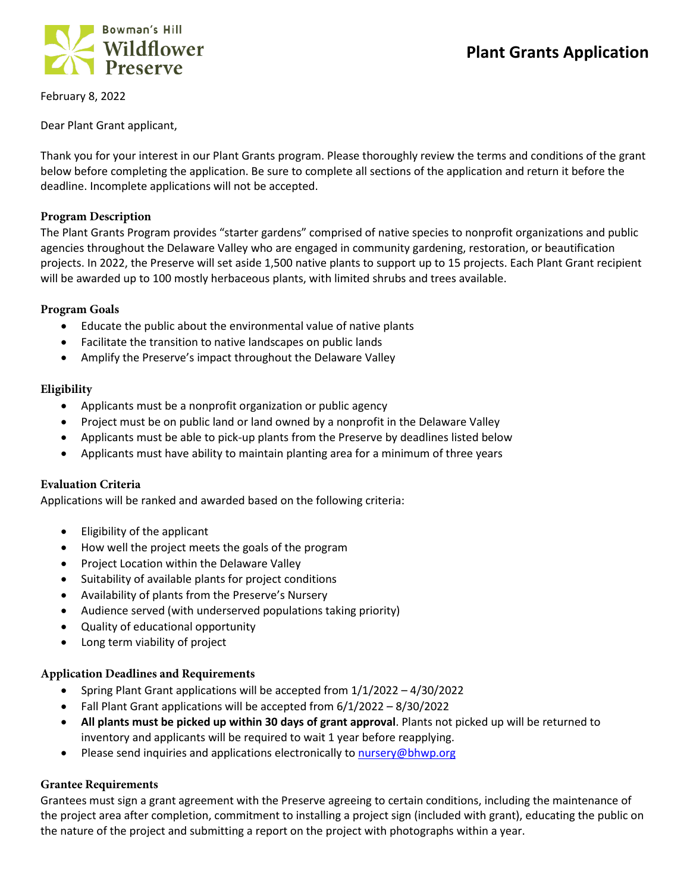Bowman's Hill Wildflower Preserve

# Plant Grants Application

February 8, 2022

Dear Plant Grant applicant,

Thank you for your interest in our Plant Grants program. Please thoroughly review the terms and conditions of the grant below before completing the application. Be sure to complete all sections of the application and return it before the deadline. Incomplete applications will not be accepted.

## Program Description

The Plant Grants Program provides "starter gardens" comprised of native species to nonprofit organizations and public agencies throughout the Delaware Valley who are engaged in community gardening, restoration, or beautification projects. In 2022, the Preserve will set aside 1,500 native plants to support up to 15 projects. Each Plant Grant recipient will be awarded up to 100 mostly herbaceous plants, with limited shrubs and trees available.

## Program Goals

- Educate the public about the environmental value of native plants
- Facilitate the transition to native landscapes on public lands
- Amplify the Preserve's impact throughout the Delaware Valley

## Eligibility

- Applicants must be a nonprofit organization or public agency
- Project must be on public land or land owned by a nonprofit in the Delaware Valley
- Applicants must be able to pick-up plants from the Preserve by deadlines listed below
- Applicants must have ability to maintain planting area for a minimum of three years

## Evaluation Criteria

Applications will be ranked and awarded based on the following criteria:

- Eligibility of the applicant
- How well the project meets the goals of the program
- Project Location within the Delaware Valley
- Suitability of available plants for project conditions
- Availability of plants from the Preserve's Nursery
- Audience served (with underserved populations taking priority)
- Quality of educational opportunity
- Long term viability of project

## Application Deadlines and Requirements

- Spring Plant Grant applications will be accepted from 1/1/2022 – 4/30/2022
- Fall Plant Grant applications will be accepted from 6/1/2022 – 8/30/2022
- **All plants must be picked up within 30 days of grant approval**. Plants not picked up will be returned to inventory and applicants will be required to wait 1 year before reapplying.
- Please send inquiries and applications electronically to nursery@bhwp.org

## Grantee Requirements

Grantees must sign a grant agreement with the Preserve agreeing to certain conditions, including the maintenance of the project area after completion, commitment to installing a project sign (included with grant), educating the public on the nature of the project and submitting a report on the project with photographs within a year.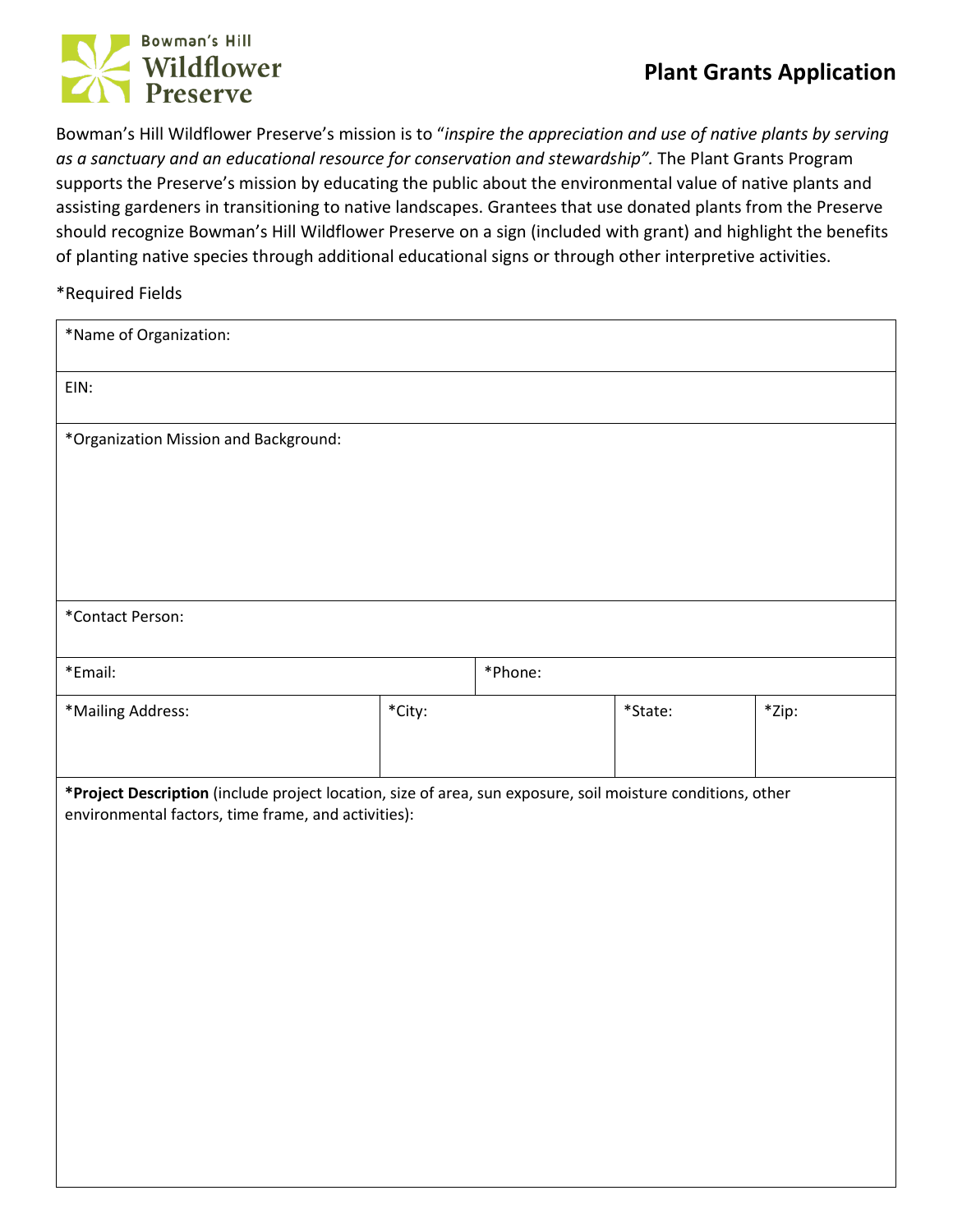Bowman's Hill Wildflower Preserve

# Plant Grants Application

Bowman's Hill Wildflower Preserve's mission is to "*inspire the appreciation and use of native plants by serving as a sanctuary and an educational resource for conservation and stewardship".* The Plant Grants Program supports the Preserve's mission by educating the public about the environmental value of native plants and assisting gardeners in transitioning to native landscapes. Grantees that use donated plants from the Preserve should recognize Bowman's Hill Wildflower Preserve on a sign (included with grant) and highlight the benefits of planting native species through additional educational signs or through other interpretive activities.

*Required Fields

| *Name of Organization: | | | |
|---|---|---|---|
| EIN: | | | |
| *Organization Mission and Background: | | | |
| *Contact Person: | | | |
| *Email: | *Phone: | | |
| *Mailing Address: | *City: | *State: | *Zip: |
| **\*Project Description** (include project location, size of area, sun exposure, soil moisture conditions, other environmental factors, time frame, and activities): | | | |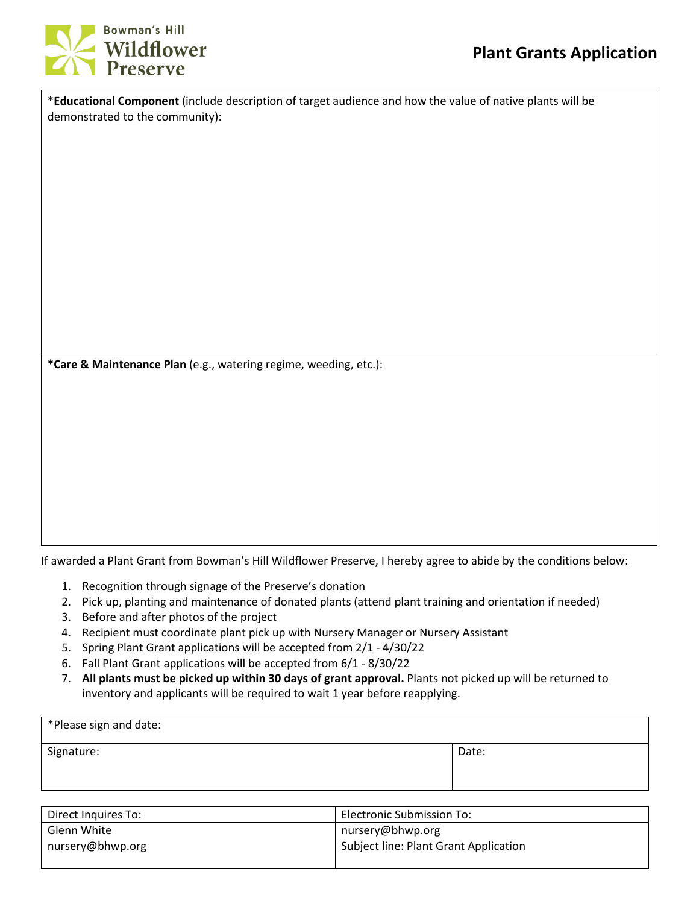# Plant Grants Application

Bowman's Hill Wildflower Preserve

| **\*Educational Component** (include description of target audience and how the value of native plants will be demonstrated to the community): |
|---|
| |
| **\*Care & Maintenance Plan** (e.g., watering regime, weeding, etc.): |
| |

If awarded a Plant Grant from Bowman's Hill Wildflower Preserve, I hereby agree to abide by the conditions below:

1. Recognition through signage of the Preserve's donation
2. Pick up, planting and maintenance of donated plants (attend plant training and orientation if needed)
3. Before and after photos of the project
4. Recipient must coordinate plant pick up with Nursery Manager or Nursery Assistant
5. Spring Plant Grant applications will be accepted from 2/1 - 4/30/22
6. Fall Plant Grant applications will be accepted from 6/1 - 8/30/22
7. **All plants must be picked up within 30 days of grant approval.** Plants not picked up will be returned to inventory and applicants will be required to wait 1 year before reapplying.

| *Please sign and date: | |
|---|---|
| Signature: | Date: |

| Direct Inquires To: | Electronic Submission To: |
|---|---|
| Glenn White<br>nursery@bhwp.org | nursery@bhwp.org<br>Subject line: Plant Grant Application |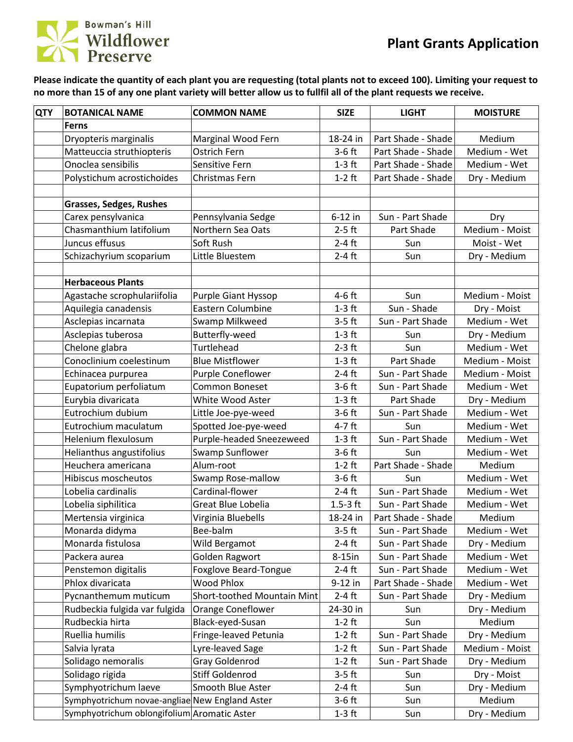Bowman's Hill Wildflower Preserve

# Plant Grants Application

**Please indicate the quantity of each plant you are requesting (total plants not to exceed 100). Limiting your request to no more than 15 of any one plant variety will better allow us to fullfil all of the plant requests we receive.**

| QTY | BOTANICAL NAME | COMMON NAME | SIZE | LIGHT | MOISTURE |
|---|---|---|---|---|---|
| | **Ferns** | | | | |
| | Dryopteris marginalis | Marginal Wood Fern | 18-24 in | Part Shade - Shade | Medium |
| | Matteuccia struthiopteris | Ostrich Fern | 3-6 ft | Part Shade - Shade | Medium - Wet |
| | Onoclea sensibilis | Sensitive Fern | 1-3 ft | Part Shade - Shade | Medium - Wet |
| | Polystichum acrostichoides | Christmas Fern | 1-2 ft | Part Shade - Shade | Dry - Medium |
| | | | | | |
| | **Grasses, Sedges, Rushes** | | | | |
| | Carex pensylvanica | Pennsylvania Sedge | 6-12 in | Sun - Part Shade | Dry |
| | Chasmanthium latifolium | Northern Sea Oats | 2-5 ft | Part Shade | Medium - Moist |
| | Juncus effusus | Soft Rush | 2-4 ft | Sun | Moist - Wet |
| | Schizachyrium scoparium | Little Bluestem | 2-4 ft | Sun | Dry - Medium |
| | | | | | |
| | **Herbaceous Plants** | | | | |
| | Agastache scrophulariifolia | Purple Giant Hyssop | 4-6 ft | Sun | Medium - Moist |
| | Aquilegia canadensis | Eastern Columbine | 1-3 ft | Sun - Shade | Dry - Moist |
| | Asclepias incarnata | Swamp Milkweed | 3-5 ft | Sun - Part Shade | Medium - Wet |
| | Asclepias tuberosa | Butterfly-weed | 1-3 ft | Sun | Dry - Medium |
| | Chelone glabra | Turtlehead | 2-3 ft | Sun | Medium - Wet |
| | Conoclinium coelestinum | Blue Mistflower | 1-3 ft | Part Shade | Medium - Moist |
| | Echinacea purpurea | Purple Coneflower | 2-4 ft | Sun - Part Shade | Medium - Moist |
| | Eupatorium perfoliatum | Common Boneset | 3-6 ft | Sun - Part Shade | Medium - Wet |
| | Eurybia divaricata | White Wood Aster | 1-3 ft | Part Shade | Dry - Medium |
| | Eutrochium dubium | Little Joe-pye-weed | 3-6 ft | Sun - Part Shade | Medium - Wet |
| | Eutrochium maculatum | Spotted Joe-pye-weed | 4-7 ft | Sun | Medium - Wet |
| | Helenium flexulosum | Purple-headed Sneezeweed | 1-3 ft | Sun - Part Shade | Medium - Wet |
| | Helianthus angustifolius | Swamp Sunflower | 3-6 ft | Sun | Medium - Wet |
| | Heuchera americana | Alum-root | 1-2 ft | Part Shade - Shade | Medium |
| | Hibiscus moscheutos | Swamp Rose-mallow | 3-6 ft | Sun | Medium - Wet |
| | Lobelia cardinalis | Cardinal-flower | 2-4 ft | Sun - Part Shade | Medium - Wet |
| | Lobelia siphilitica | Great Blue Lobelia | 1.5-3 ft | Sun - Part Shade | Medium - Wet |
| | Mertensia virginica | Virginia Bluebells | 18-24 in | Part Shade - Shade | Medium |
| | Monarda didyma | Bee-balm | 3-5 ft | Sun - Part Shade | Medium - Wet |
| | Monarda fistulosa | Wild Bergamot | 2-4 ft | Sun - Part Shade | Dry - Medium |
| | Packera aurea | Golden Ragwort | 8-15in | Sun - Part Shade | Medium - Wet |
| | Penstemon digitalis | Foxglove Beard-Tongue | 2-4 ft | Sun - Part Shade | Medium - Wet |
| | Phlox divaricata | Wood Phlox | 9-12 in | Part Shade - Shade | Medium - Wet |
| | Pycnanthemum muticum | Short-toothed Mountain Mint | 2-4 ft | Sun - Part Shade | Dry - Medium |
| | Rudbeckia fulgida var fulgida | Orange Coneflower | 24-30 in | Sun | Dry - Medium |
| | Rudbeckia hirta | Black-eyed-Susan | 1-2 ft | Sun | Medium |
| | Ruellia humilis | Fringe-leaved Petunia | 1-2 ft | Sun - Part Shade | Dry - Medium |
| | Salvia lyrata | Lyre-leaved Sage | 1-2 ft | Sun - Part Shade | Medium - Moist |
| | Solidago nemoralis | Gray Goldenrod | 1-2 ft | Sun - Part Shade | Dry - Medium |
| | Solidago rigida | Stiff Goldenrod | 3-5 ft | Sun | Dry - Moist |
| | Symphyotrichum laeve | Smooth Blue Aster | 2-4 ft | Sun | Dry - Medium |
| | Symphyotrichum novae-angliae | New England Aster | 3-6 ft | Sun | Medium |
| | Symphyotrichum oblongifolium | Aromatic Aster | 1-3 ft | Sun | Dry - Medium |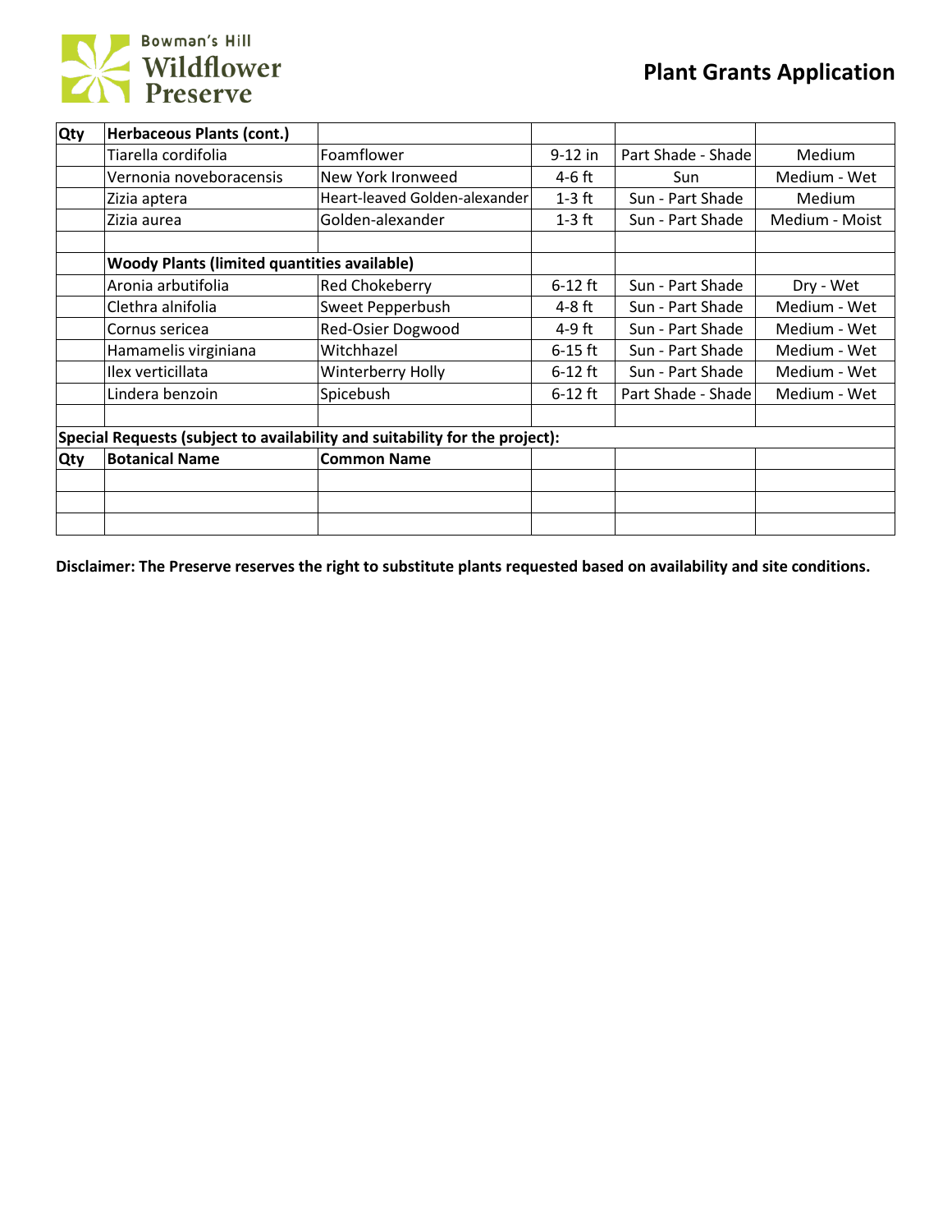Bowman's Hill Wildflower Preserve

# Plant Grants Application

| Qty | Herbaceous Plants (cont.) | | | | |
|---|---|---|---|---|---|
| | Tiarella cordifolia | Foamflower | 9-12 in | Part Shade - Shade | Medium |
| | Vernonia noveboracensis | New York Ironweed | 4-6 ft | Sun | Medium - Wet |
| | Zizia aptera | Heart-leaved Golden-alexander | 1-3 ft | Sun - Part Shade | Medium |
| | Zizia aurea | Golden-alexander | 1-3 ft | Sun - Part Shade | Medium - Moist |
| | | | | | |
| | **Woody Plants (limited quantities available)** | | | | |
| | Aronia arbutifolia | Red Chokeberry | 6-12 ft | Sun - Part Shade | Dry - Wet |
| | Clethra alnifolia | Sweet Pepperbush | 4-8 ft | Sun - Part Shade | Medium - Wet |
| | Cornus sericea | Red-Osier Dogwood | 4-9 ft | Sun - Part Shade | Medium - Wet |
| | Hamamelis virginiana | Witchhazel | 6-15 ft | Sun - Part Shade | Medium - Wet |
| | Ilex verticillata | Winterberry Holly | 6-12 ft | Sun - Part Shade | Medium - Wet |
| | Lindera benzoin | Spicebush | 6-12 ft | Part Shade - Shade | Medium - Wet |
| | | | | | |
| **Special Requests (subject to availability and suitability for the project):** | | | | | |
| **Qty** | **Botanical Name** | **Common Name** | | | |
| | | | | | |
| | | | | | |
| | | | | | |

**Disclaimer: The Preserve reserves the right to substitute plants requested based on availability and site conditions.**